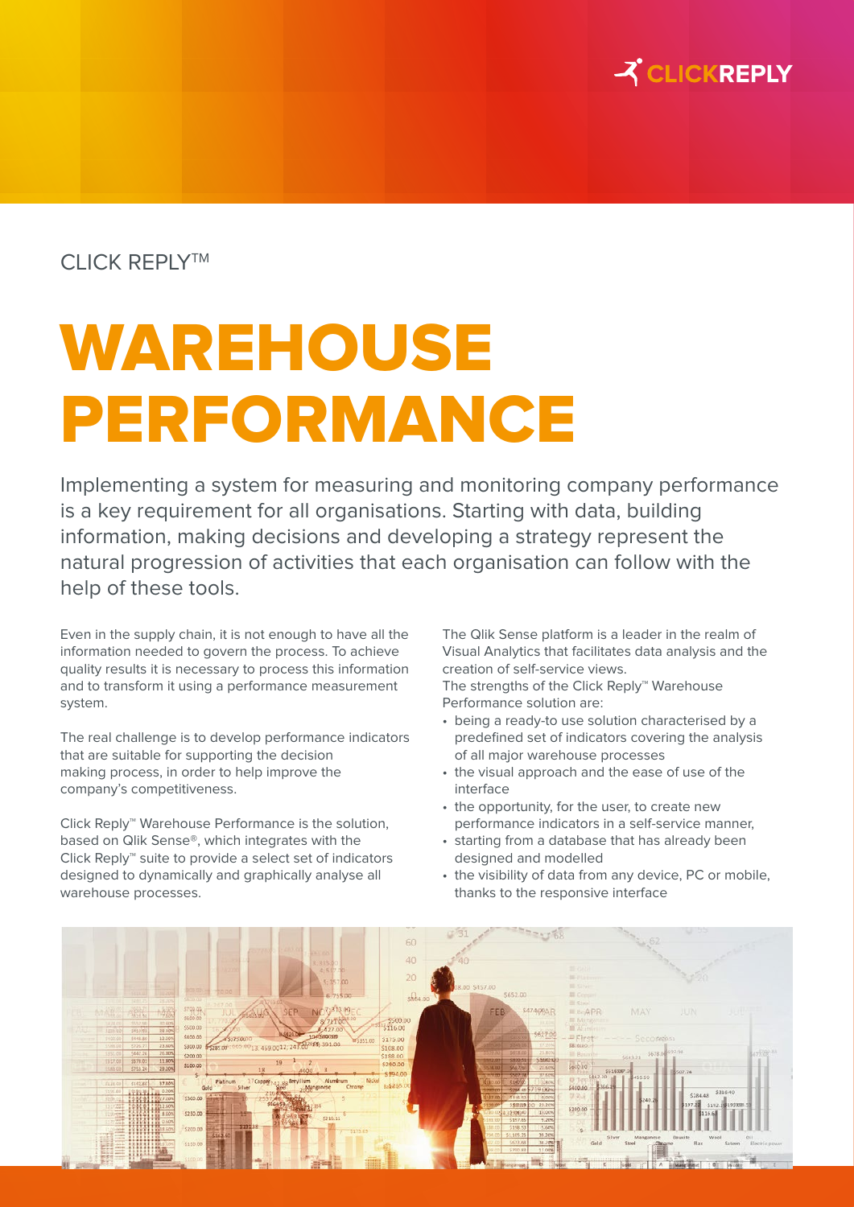CLICK REPLY™

# WAREHOUSE PERFORMANCE

Implementing a system for measuring and monitoring company performance is a key requirement for all organisations. Starting with data, building information, making decisions and developing a strategy represent the natural progression of activities that each organisation can follow with the help of these tools.

Even in the supply chain, it is not enough to have all the information needed to govern the process. To achieve quality results it is necessary to process this information and to transform it using a performance measurement system.

The real challenge is to develop performance indicators that are suitable for supporting the decision making process, in order to help improve the company's competitiveness.

Click Reply™ Warehouse Performance is the solution, based on Qlik Sense®, which integrates with the Click Reply™ suite to provide a select set of indicators designed to dynamically and graphically analyse all warehouse processes.

The Qlik Sense platform is a leader in the realm of Visual Analytics that facilitates data analysis and the creation of self-service views.
The strengths of the Click Reply™ Warehouse Performance solution are:

- being a ready-to use solution characterised by a predefined set of indicators covering the analysis of all major warehouse processes
- the visual approach and the ease of use of the interface
- the opportunity, for the user, to create new performance indicators in a self-service manner,
- starting from a database that has already been designed and modelled
- the visibility of data from any device, PC or mobile, thanks to the responsive interface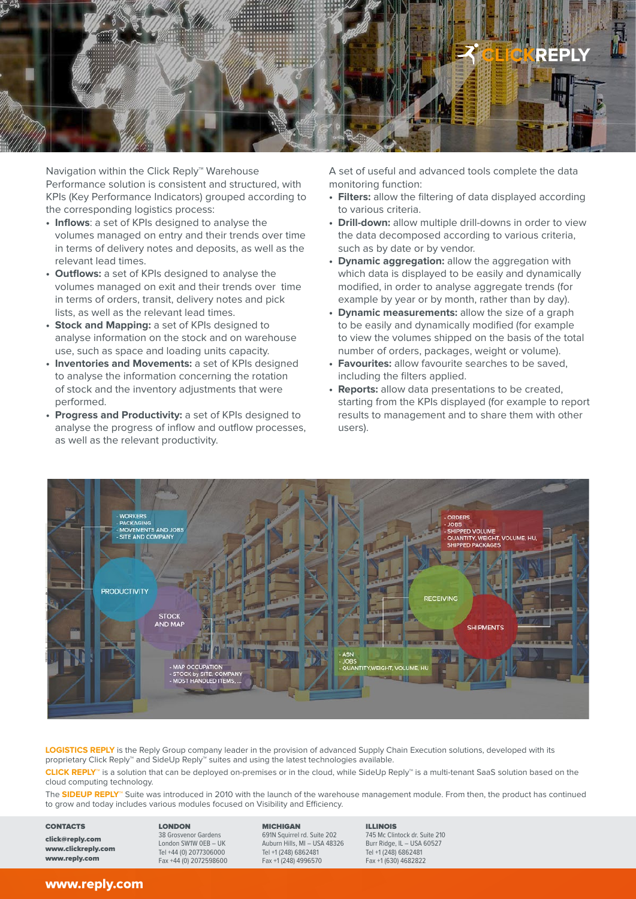Navigation within the Click Reply™ Warehouse Performance solution is consistent and structured, with KPIs (Key Performance Indicators) grouped according to the corresponding logistics process:

- **Inflows**: a set of KPIs designed to analyse the volumes managed on entry and their trends over time in terms of delivery notes and deposits, as well as the relevant lead times.
- **Outflows:** a set of KPIs designed to analyse the volumes managed on exit and their trends over time in terms of orders, transit, delivery notes and pick lists, as well as the relevant lead times.
- **Stock and Mapping:** a set of KPIs designed to analyse information on the stock and on warehouse use, such as space and loading units capacity.
- **Inventories and Movements:** a set of KPIs designed to analyse the information concerning the rotation of stock and the inventory adjustments that were performed.
- **Progress and Productivity:** a set of KPIs designed to analyse the progress of inflow and outflow processes, as well as the relevant productivity.

A set of useful and advanced tools complete the data monitoring function:

- **Filters:** allow the filtering of data displayed according to various criteria.
- **Drill-down:** allow multiple drill-downs in order to view the data decomposed according to various criteria, such as by date or by vendor.
- **Dynamic aggregation:** allow the aggregation with which data is displayed to be easily and dynamically modified, in order to analyse aggregate trends (for example by year or by month, rather than by day).
- **Dynamic measurements:** allow the size of a graph to be easily and dynamically modified (for example to view the volumes shipped on the basis of the total number of orders, packages, weight or volume).
- **Favourites:** allow favourite searches to be saved, including the filters applied.
- **Reports:** allow data presentations to be created, starting from the KPIs displayed (for example to report results to management and to share them with other users).

PRODUCTIVITY
- WORKERS
- PACKAGING
- MOVEMENTS AND JOBS
- SITE AND COMPANY

STOCK AND MAP
- MAP OCCUPATION
- STOCK by SITE, COMPANY
- MOST HANDLED ITEMS, ...

RECEIVING
- ASN
- JOBS
- QUANTITY,WEIGHT, VOLUME, HU

SHIPMENTS
- ORDERS
- JOBS
- SHIPPED VOLUME
- QUANTITY, WEIGHT, VOLUME, HU, SHIPPED PACKAGES

**LOGISTICS REPLY** is the Reply Group company leader in the provision of advanced Supply Chain Execution solutions, developed with its proprietary Click Reply™ and SideUp Reply™ suites and using the latest technologies available.

**CLICK REPLY**™ is a solution that can be deployed on-premises or in the cloud, while SideUp Reply™ is a multi-tenant SaaS solution based on the cloud computing technology.

The **SIDEUP REPLY**™ Suite was introduced in 2010 with the launch of the warehouse management module. From then, the product has continued to grow and today includes various modules focused on Visibility and Efficiency.

**CONTACTS**
click@reply.com
www.clickreply.com
www.reply.com

**LONDON**
38 Grosvenor Gardens
London SW1W 0EB – UK
Tel +44 (0) 2077306000
Fax +44 (0) 2072598600

**MICHIGAN**
691N Squirrel rd. Suite 202
Auburn Hills, MI – USA 48326
Tel +1 (248) 6862481
Fax +1 (248) 4996570

**ILLINOIS**
745 Mc Clintock dr. Suite 210
Burr Ridge, IL – USA 60527
Tel +1 (248) 6862481
Fax +1 (630) 4682822

www.reply.com